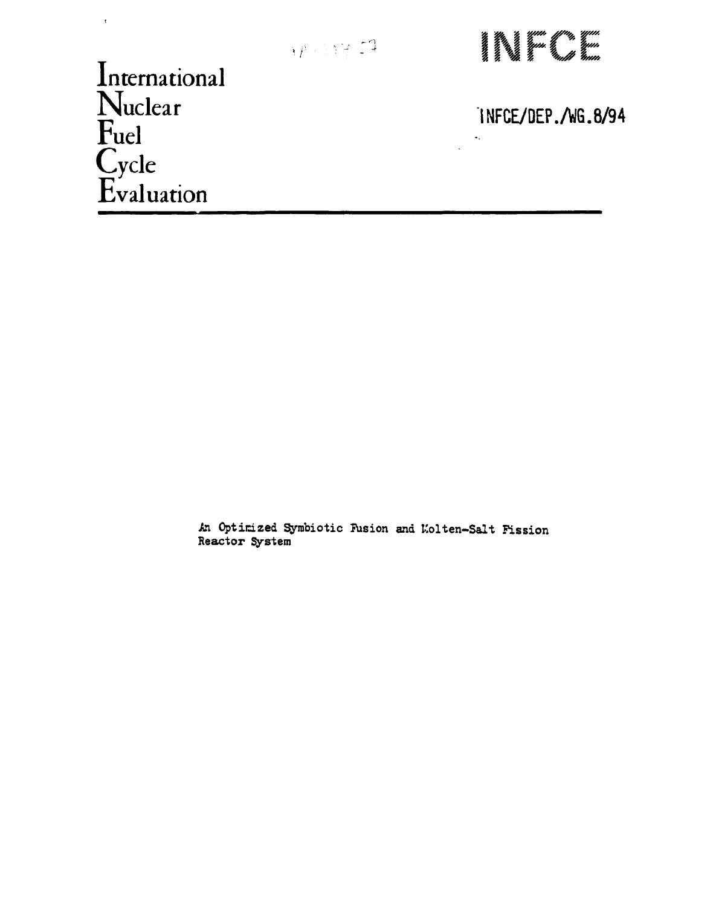International
Nuclear
Fuel
Cycle
Evaluation

# INFCE

INFCE/DEP./WG.8/94

An Optimized Symbiotic Fusion and Molten-Salt Fission Reactor System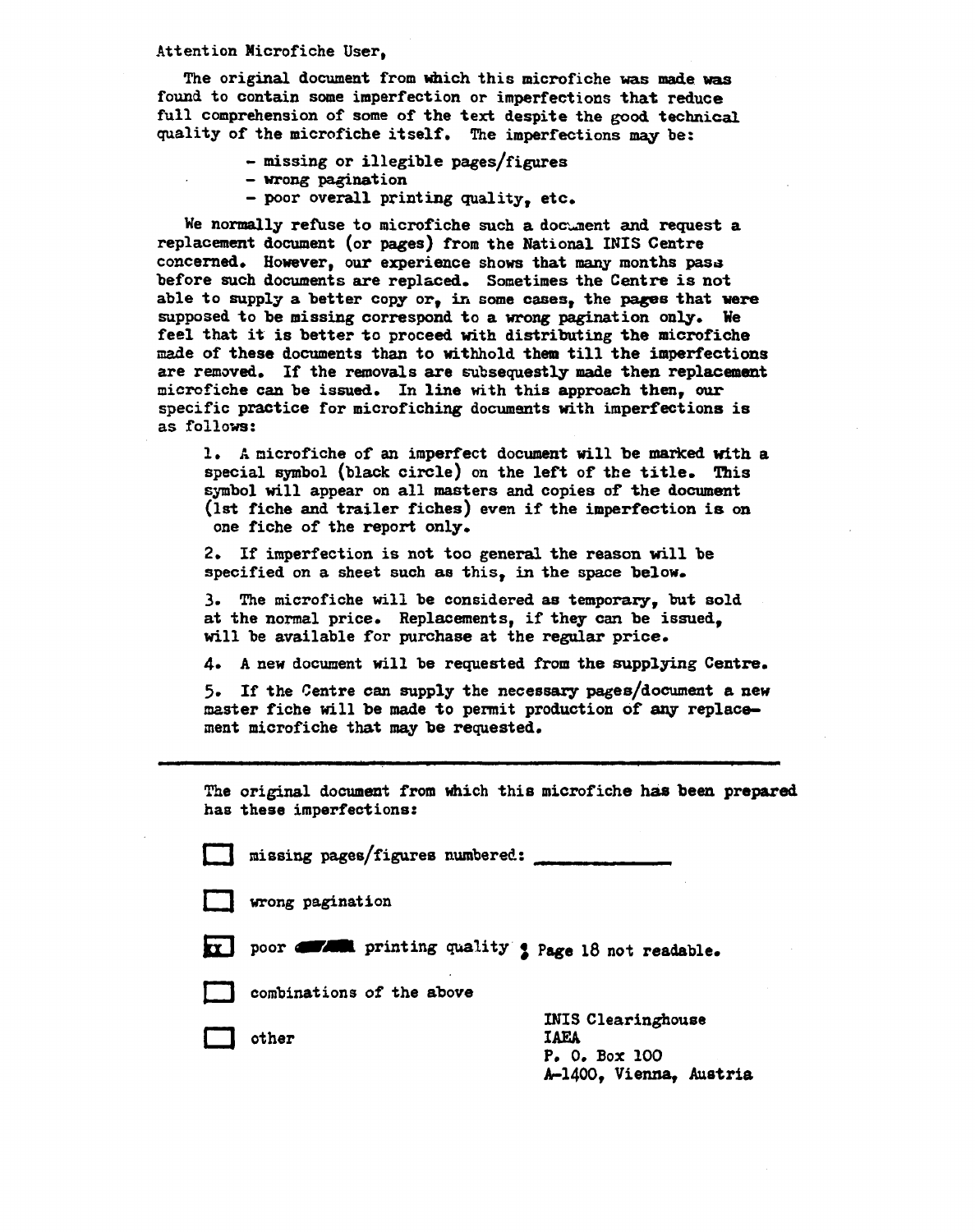Attention Microfiche User,

The original document from which this microfiche was made was found to contain some imperfection or imperfections that reduce full comprehension of some of the text despite the good technical quality of the microfiche itself. The imperfections may be:

- missing or illegible pages/figures
- wrong pagination
- poor overall printing quality, etc.

We normally refuse to microfiche such a document and request a replacement document (or pages) from the National INIS Centre concerned. However, our experience shows that many months pass before such documents are replaced. Sometimes the Centre is not able to supply a better copy or, in some cases, the pages that were supposed to be missing correspond to a wrong pagination only. We feel that it is better to proceed with distributing the microfiche made of these documents than to withhold them till the imperfections are removed. If the removals are subsequestly made then replacement microfiche can be issued. In line with this approach then, our specific practice for microfiching documents with imperfections is as follows:

1. A microfiche of an imperfect document will be marked with a special symbol (black circle) on the left of the title. This symbol will appear on all masters and copies of the document (1st fiche and trailer fiches) even if the imperfection is on one fiche of the report only.

2. If imperfection is not too general the reason will be specified on a sheet such as this, in the space below.

3. The microfiche will be considered as temporary, but sold at the normal price. Replacements, if they can be issued, will be available for purchase at the regular price.

4. A new document will be requested from the supplying Centre.

5. If the Centre can supply the necessary pages/document a new master fiche will be made to permit production of any replacement microfiche that may be requested.

---

The original document from which this microfiche has been prepared has these imperfections:

- [ ] missing pages/figures numbered: ____________
- [ ] wrong pagination
- [x] poor ~~overall~~ printing quality ; Page 18 not readable.
- [ ] combinations of the above
- [ ] other

INIS Clearinghouse
IAEA
P. O. Box 100
A-1400, Vienna, Austria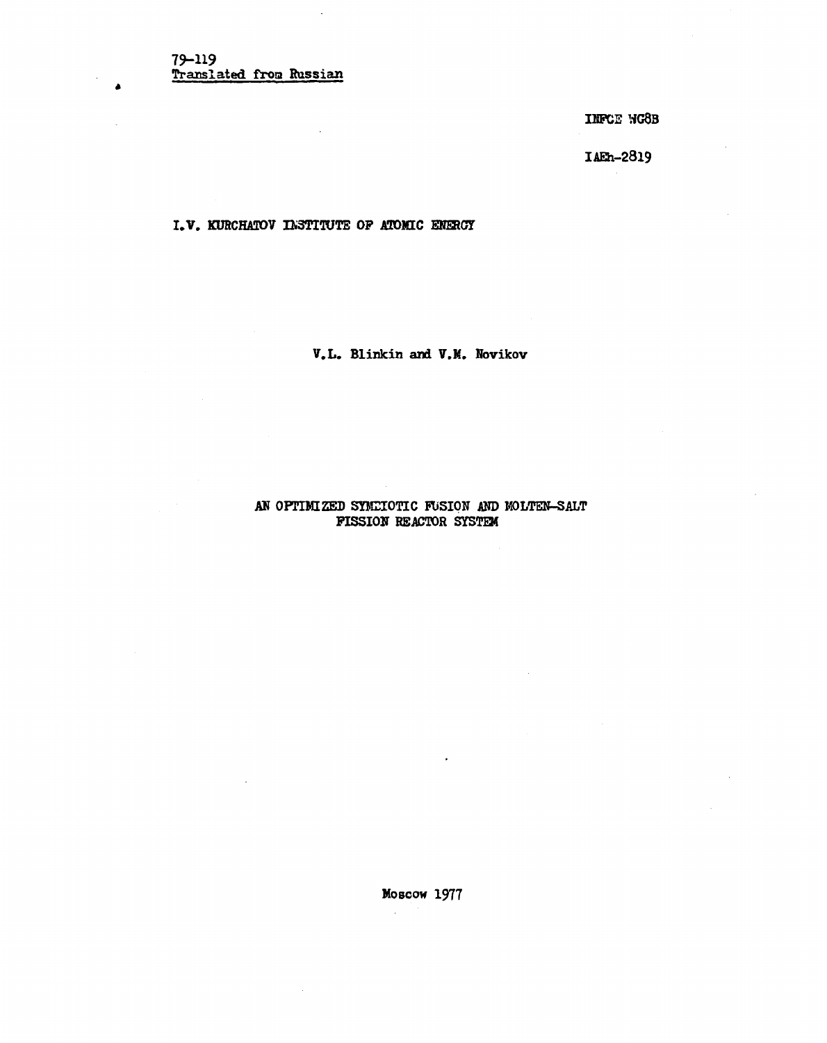79–119
Translated from Russian

INFCE WG8B

IAEh-2819

I.V. KURCHATOV INSTITUTE OF ATOMIC ENERGY

V.L. Blinkin and V.M. Novikov

# AN OPTIMIZED SYMBIOTIC FUSION AND MOLTEN-SALT FISSION REACTOR SYSTEM

Moscow 1977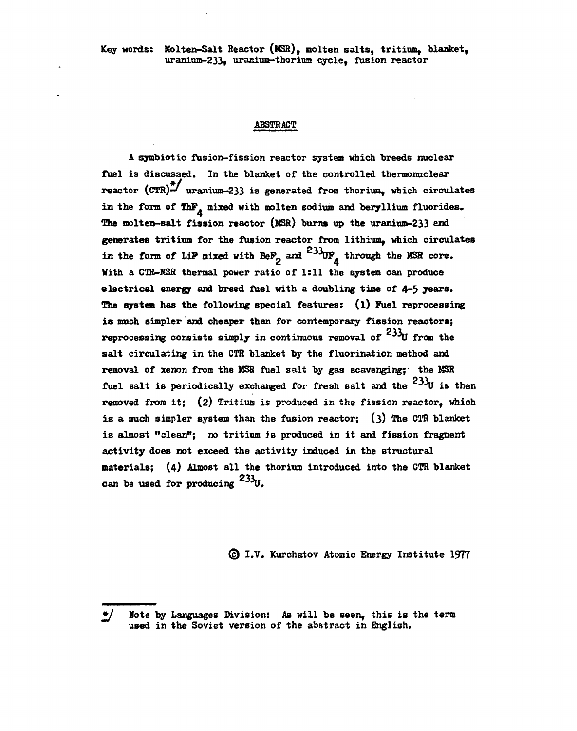Key words: Molten-Salt Reactor (MSR), molten salts, tritium, blanket, uranium-233, uranium-thorium cycle, fusion reactor

## ABSTRACT

A symbiotic fusion-fission reactor system which breeds nuclear fuel is discussed. In the blanket of the controlled thermonuclear reactor (CTR)*/ uranium-233 is generated from thorium, which circulates in the form of $ThF_4$ mixed with molten sodium and beryllium fluorides. The molten-salt fission reactor (MSR) burns up the uranium-233 and generates tritium for the fusion reactor from lithium, which circulates in the form of LiF mixed with $BeF_2$ and $^{233}UF_4$ through the MSR core. With a CTR-MSR thermal power ratio of 1:11 the system can produce electrical energy and breed fuel with a doubling time of 4-5 years. The system has the following special features: (1) Fuel reprocessing is much simpler and cheaper than for contemporary fission reactors; reprocessing consists simply in continuous removal of $^{233}U$ from the salt circulating in the CTR blanket by the fluorination method and removal of xenon from the MSR fuel salt by gas scavenging; the MSR fuel salt is periodically exchanged for fresh salt and the $^{233}U$ is then removed from it; (2) Tritium is produced in the fission reactor, which is a much simpler system than the fusion reactor; (3) The CTR blanket is almost "clean"; no tritium is produced in it and fission fragment activity does not exceed the activity induced in the structural materials; (4) Almost all the thorium introduced into the CTR blanket can be used for producing $^{233}U$.

© I.V. Kurchatov Atomic Energy Institute 1977

*/ Note by Languages Division: As will be seen, this is the term used in the Soviet version of the abstract in English.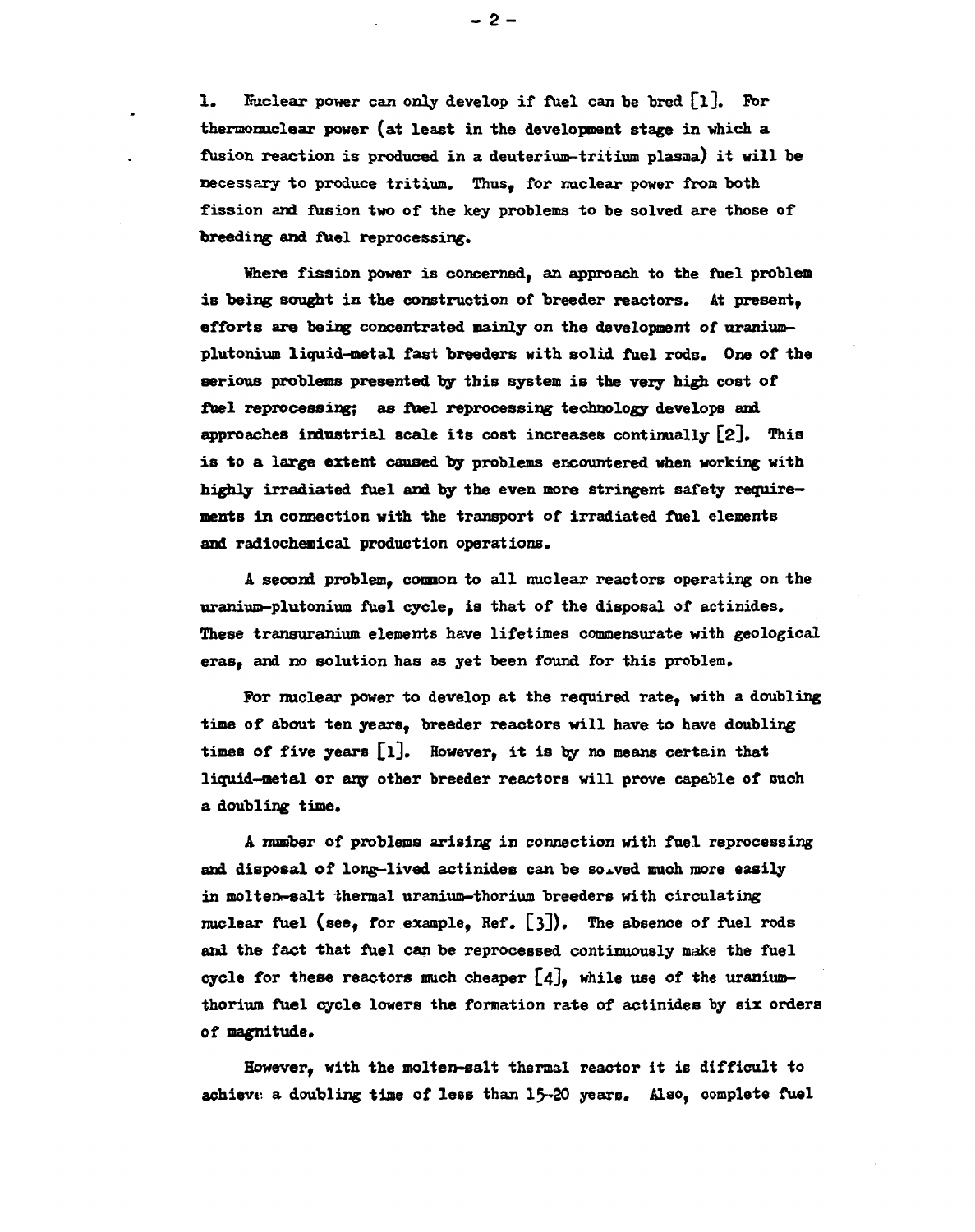1. Nuclear power can only develop if fuel can be bred [1]. For thermonuclear power (at least in the development stage in which a fusion reaction is produced in a deuterium-tritium plasma) it will be necessary to produce tritium. Thus, for nuclear power from both fission and fusion two of the key problems to be solved are those of breeding and fuel reprocessing.

Where fission power is concerned, an approach to the fuel problem is being sought in the construction of breeder reactors. At present, efforts are being concentrated mainly on the development of uranium-plutonium liquid-metal fast breeders with solid fuel rods. One of the serious problems presented by this system is the very high cost of fuel reprocessing; as fuel reprocessing technology develops and approaches industrial scale its cost increases continually [2]. This is to a large extent caused by problems encountered when working with highly irradiated fuel and by the even more stringent safety requirements in connection with the transport of irradiated fuel elements and radiochemical production operations.

A second problem, common to all nuclear reactors operating on the uranium-plutonium fuel cycle, is that of the disposal of actinides. These transuranium elements have lifetimes commensurate with geological eras, and no solution has as yet been found for this problem.

For nuclear power to develop at the required rate, with a doubling time of about ten years, breeder reactors will have to have doubling times of five years [1]. However, it is by no means certain that liquid-metal or any other breeder reactors will prove capable of such a doubling time.

A number of problems arising in connection with fuel reprocessing and disposal of long-lived actinides can be solved much more easily in molten-salt thermal uranium-thorium breeders with circulating nuclear fuel (see, for example, Ref. [3]). The absence of fuel rods and the fact that fuel can be reprocessed continuously make the fuel cycle for these reactors much cheaper [4], while use of the uranium-thorium fuel cycle lowers the formation rate of actinides by six orders of magnitude.

However, with the molten-salt thermal reactor it is difficult to achieve a doubling time of less than 15-20 years. Also, complete fuel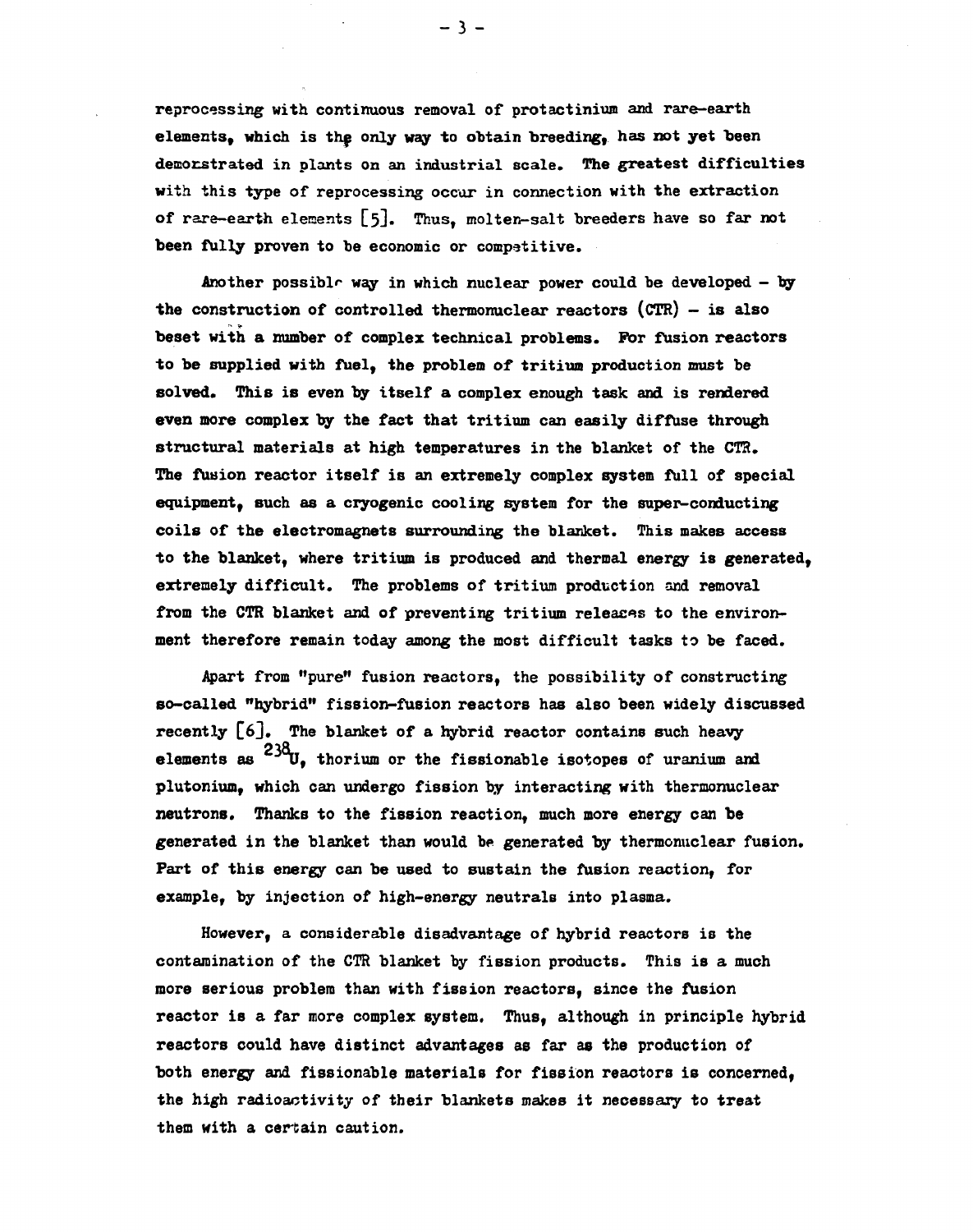reprocessing with continuous removal of protactinium and rare-earth elements, which is the only way to obtain breeding, has not yet been demonstrated in plants on an industrial scale. The greatest difficulties with this type of reprocessing occur in connection with the extraction of rare-earth elements [5]. Thus, molten-salt breeders have so far not been fully proven to be economic or competitive.

Another possible way in which nuclear power could be developed – by the construction of controlled thermonuclear reactors (CTR) – is also beset with a number of complex technical problems. For fusion reactors to be supplied with fuel, the problem of tritium production must be solved. This is even by itself a complex enough task and is rendered even more complex by the fact that tritium can easily diffuse through structural materials at high temperatures in the blanket of the CTR. The fusion reactor itself is an extremely complex system full of special equipment, such as a cryogenic cooling system for the super-conducting coils of the electromagnets surrounding the blanket. This makes access to the blanket, where tritium is produced and thermal energy is generated, extremely difficult. The problems of tritium production and removal from the CTR blanket and of preventing tritium releases to the environment therefore remain today among the most difficult tasks to be faced.

Apart from "pure" fusion reactors, the possibility of constructing so-called "hybrid" fission-fusion reactors has also been widely discussed recently [6]. The blanket of a hybrid reactor contains such heavy elements as $^{238}U$, thorium or the fissionable isotopes of uranium and plutonium, which can undergo fission by interacting with thermonuclear neutrons. Thanks to the fission reaction, much more energy can be generated in the blanket than would be generated by thermonuclear fusion. Part of this energy can be used to sustain the fusion reaction, for example, by injection of high-energy neutrals into plasma.

However, a considerable disadvantage of hybrid reactors is the contamination of the CTR blanket by fission products. This is a much more serious problem than with fission reactors, since the fusion reactor is a far more complex system. Thus, although in principle hybrid reactors could have distinct advantages as far as the production of both energy and fissionable materials for fission reactors is concerned, the high radioactivity of their blankets makes it necessary to treat them with a certain caution.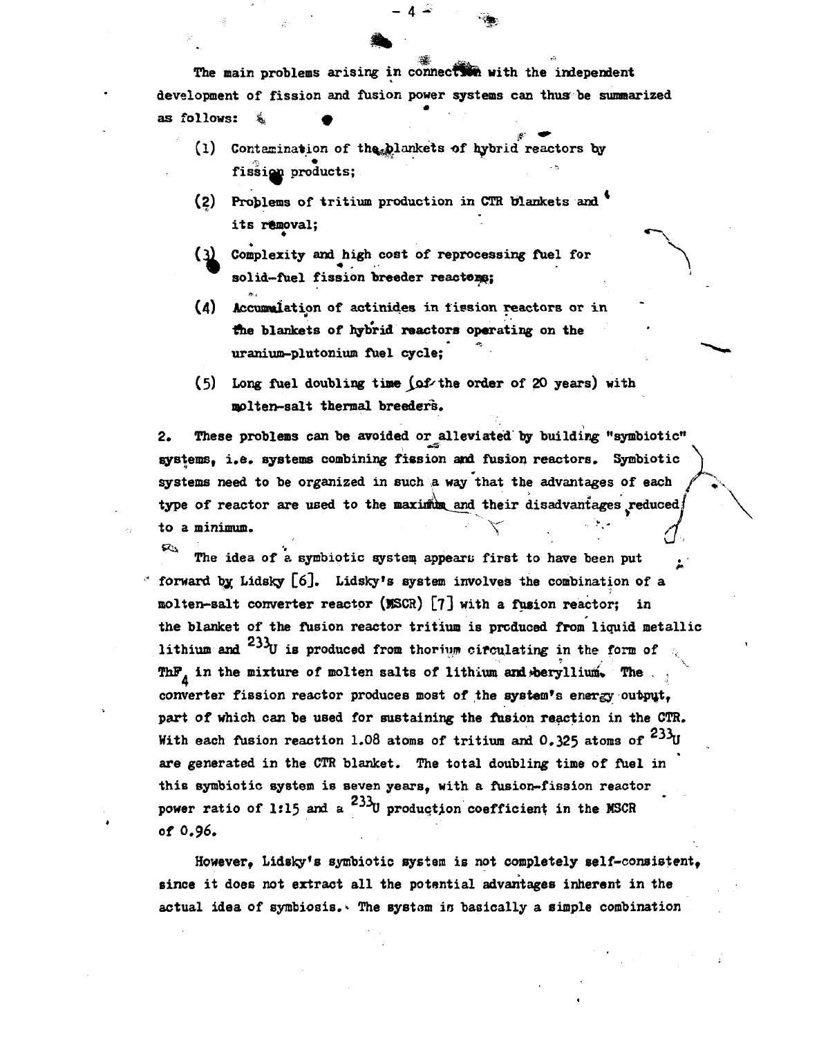The main problems arising in connection with the independent development of fission and fusion power systems can thus be summarized as follows:

(1) Contamination of the blankets of hybrid reactors by fission products;

(2) Problems of tritium production in CTR blankets and its removal;

(3) Complexity and high cost of reprocessing fuel for solid-fuel fission breeder reactors;

(4) Accumulation of actinides in fission reactors or in the blankets of hybrid reactors operating on the uranium-plutonium fuel cycle;

(5) Long fuel doubling time (of the order of 20 years) with molten-salt thermal breeders.

2. These problems can be avoided or alleviated by building "symbiotic" systems, i.e. systems combining fission and fusion reactors. Symbiotic systems need to be organized in such a way that the advantages of each type of reactor are used to the maximum and their disadvantages reduced to a minimum.

The idea of a symbiotic system appears first to have been put forward by Lidsky [6]. Lidsky's system involves the combination of a molten-salt converter reactor (MSCR) [7] with a fusion reactor; in the blanket of the fusion reactor tritium is produced from liquid metallic lithium and $^{233}U$ is produced from thorium circulating in the form of $ThF_4$ in the mixture of molten salts of lithium and beryllium. The converter fission reactor produces most of the system's energy output, part of which can be used for sustaining the fusion reaction in the CTR. With each fusion reaction 1.08 atoms of tritium and 0.325 atoms of $^{233}U$ are generated in the CTR blanket. The total doubling time of fuel in this symbiotic system is seven years, with a fusion-fission reactor power ratio of 1:15 and a $^{233}U$ production coefficient in the MSCR of 0.96.

However, Lidsky's symbiotic system is not completely self-consistent, since it does not extract all the potential advantages inherent in the actual idea of symbiosis. The system is basically a simple combination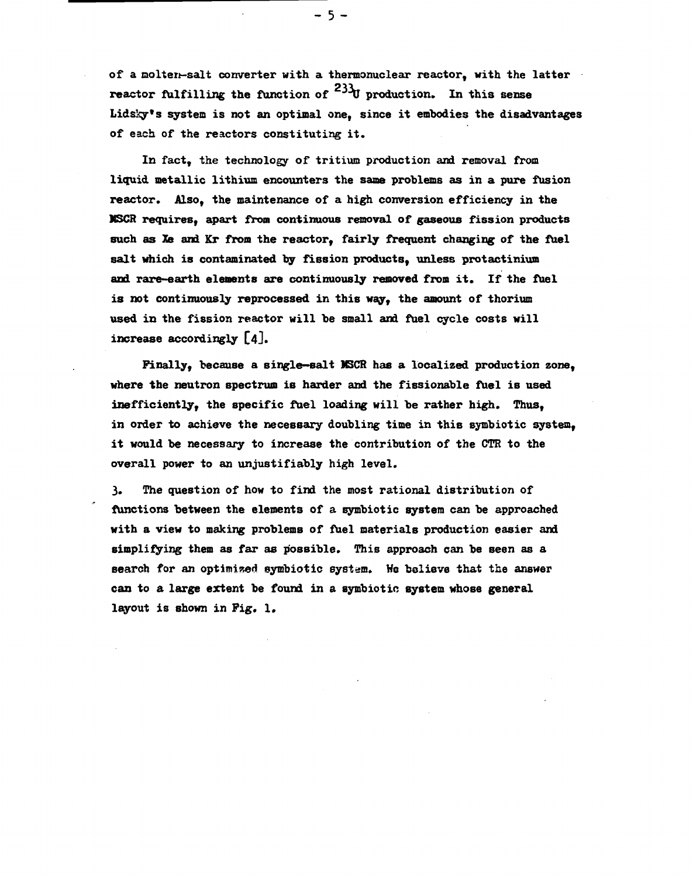of a molten-salt converter with a thermonuclear reactor, with the latter reactor fulfilling the function of $^{233}U$ production. In this sense Lidsky's system is not an optimal one, since it embodies the disadvantages of each of the reactors constituting it.

In fact, the technology of tritium production and removal from liquid metallic lithium encounters the same problems as in a pure fusion reactor. Also, the maintenance of a high conversion efficiency in the MSCR requires, apart from continuous removal of gaseous fission products such as Xe and Kr from the reactor, fairly frequent changing of the fuel salt which is contaminated by fission products, unless protactinium and rare-earth elements are continuously removed from it. If the fuel is not continuously reprocessed in this way, the amount of thorium used in the fission reactor will be small and fuel cycle costs will increase accordingly [4].

Finally, because a single-salt MSCR has a localized production zone, where the neutron spectrum is harder and the fissionable fuel is used inefficiently, the specific fuel loading will be rather high. Thus, in order to achieve the necessary doubling time in this symbiotic system, it would be necessary to increase the contribution of the CTR to the overall power to an unjustifiably high level.

3. The question of how to find the most rational distribution of functions between the elements of a symbiotic system can be approached with a view to making problems of fuel materials production easier and simplifying them as far as possible. This approach can be seen as a search for an optimized symbiotic system. We believe that the answer can to a large extent be found in a symbiotic system whose general layout is shown in Fig. 1.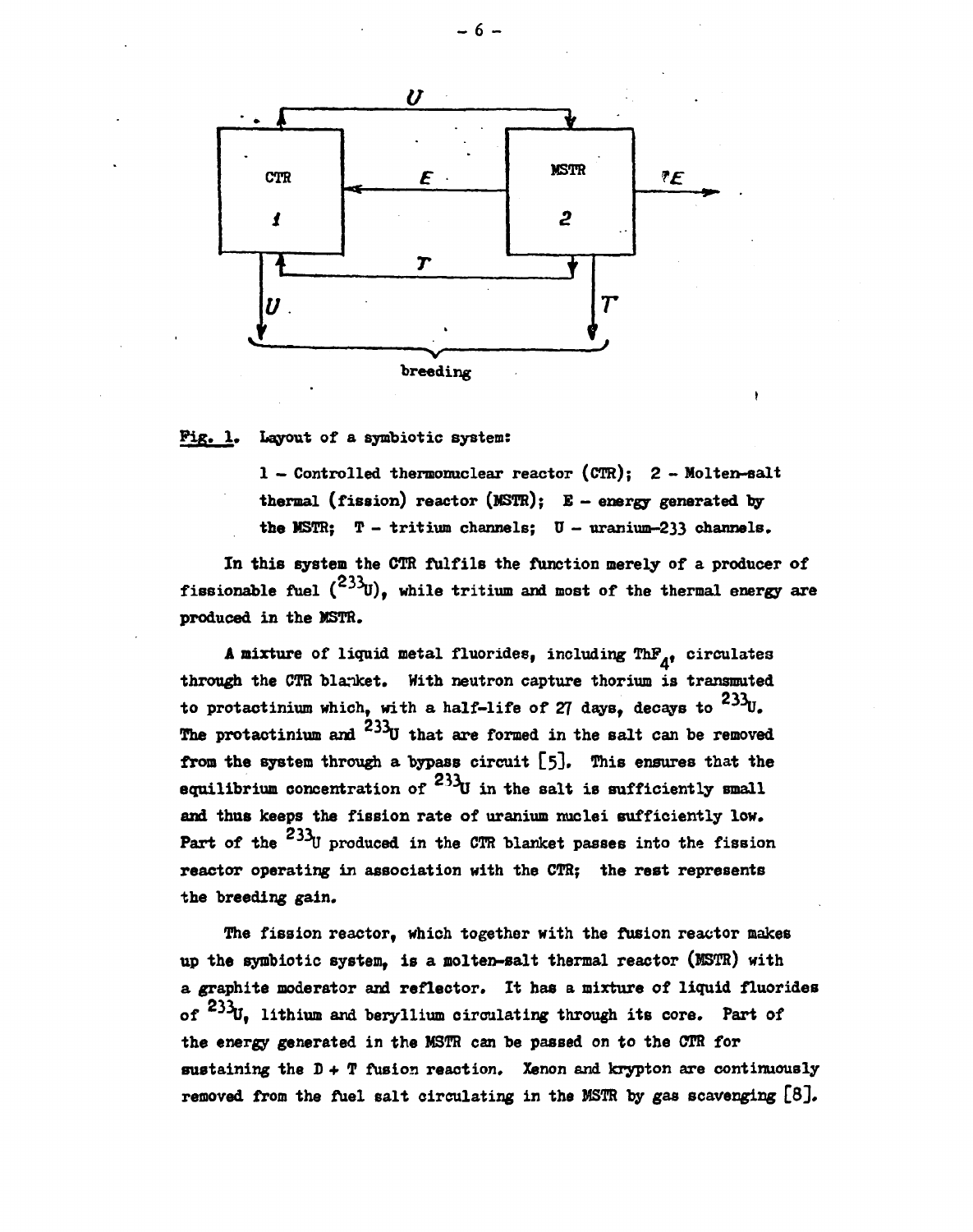**Fig. 1.** Layout of a symbiotic system:

1 – Controlled thermonuclear reactor (CTR); 2 – Molten-salt thermal (fission) reactor (MSTR); E – energy generated by the MSTR; T – tritium channels; U – uranium-233 channels.

In this system the CTR fulfils the function merely of a producer of fissionable fuel ($^{233}U$), while tritium and most of the thermal energy are produced in the MSTR.

A mixture of liquid metal fluorides, including $ThF_4$, circulates through the CTR blanket. With neutron capture thorium is transmuted to protactinium which, with a half-life of 27 days, decays to $^{233}U$. The protactinium and $^{233}U$ that are formed in the salt can be removed from the system through a bypass circuit [5]. This ensures that the equilibrium concentration of $^{233}U$ in the salt is sufficiently small and thus keeps the fission rate of uranium nuclei sufficiently low. Part of the $^{233}U$ produced in the CTR blanket passes into the fission reactor operating in association with the CTR; the rest represents the breeding gain.

The fission reactor, which together with the fusion reactor makes up the symbiotic system, is a molten-salt thermal reactor (MSTR) with a graphite moderator and reflector. It has a mixture of liquid fluorides of $^{233}U$, lithium and beryllium circulating through its core. Part of the energy generated in the MSTR can be passed on to the CTR for sustaining the D + T fusion reaction. Xenon and krypton are continuously removed from the fuel salt circulating in the MSTR by gas scavenging [8].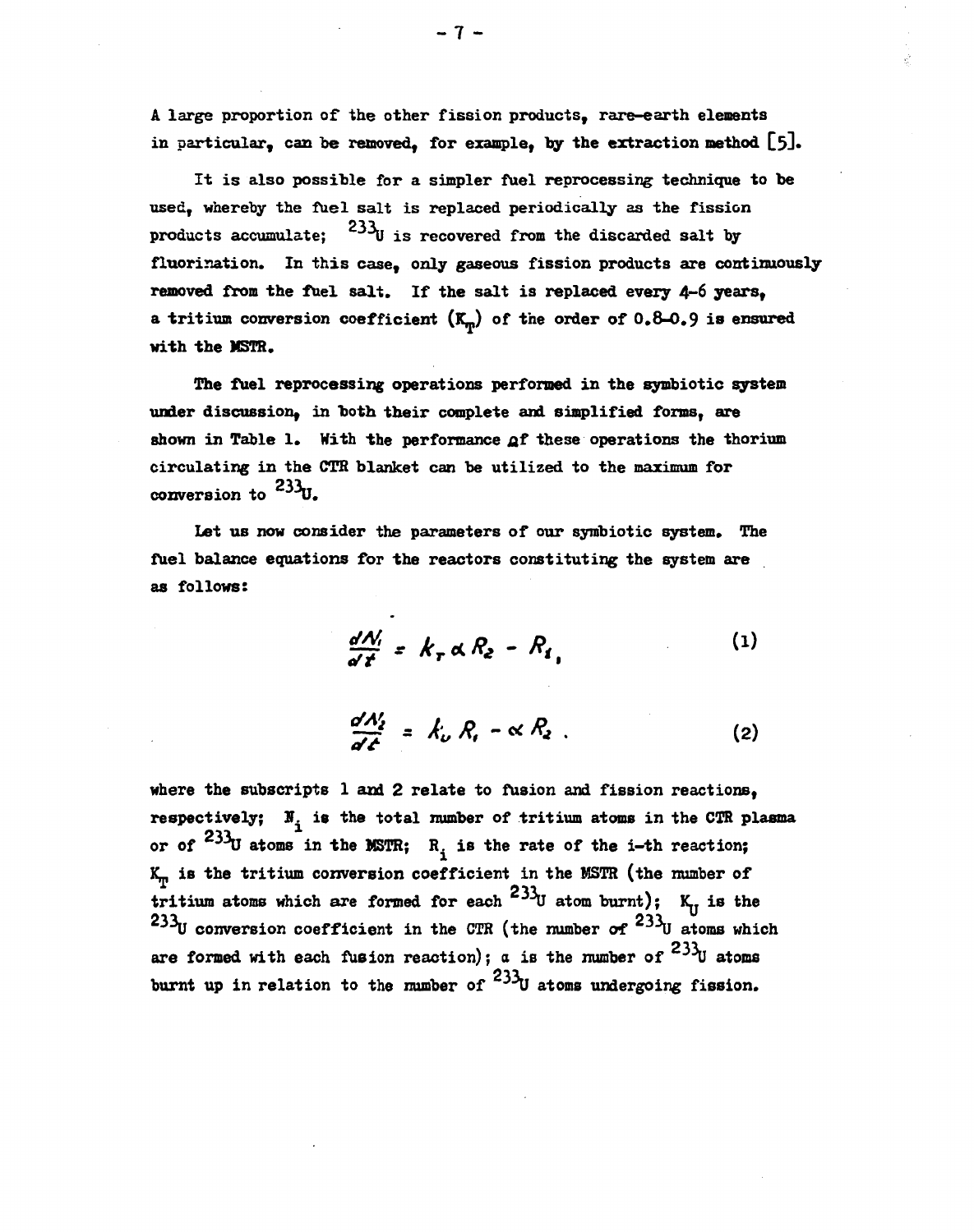A large proportion of the other fission products, rare-earth elements in particular, can be removed, for example, by the extraction method [5].

It is also possible for a simpler fuel reprocessing technique to be used, whereby the fuel salt is replaced periodically as the fission products accumulate; $^{233}U$ is recovered from the discarded salt by fluorination. In this case, only gaseous fission products are continuously removed from the fuel salt. If the salt is replaced every 4-6 years, a tritium conversion coefficient ($K_T$) of the order of 0.8-0.9 is ensured with the MSTR.

The fuel reprocessing operations performed in the symbiotic system under discussion, in both their complete and simplified forms, are shown in Table 1. With the performance of these operations the thorium circulating in the CTR blanket can be utilized to the maximum for conversion to $^{233}U$.

Let us now consider the parameters of our symbiotic system. The fuel balance equations for the reactors constituting the system are as follows:

$$\frac{dN_1}{dt} = k_T \alpha R_2 - R_1, \tag{1}$$

$$\frac{dN_2}{dt} = k_U R_1 - \alpha R_2 . \tag{2}$$

where the subscripts 1 and 2 relate to fusion and fission reactions, respectively; $N_i$ is the total number of tritium atoms in the CTR plasma or of $^{233}U$ atoms in the MSTR; $R_i$ is the rate of the i-th reaction; $K_T$ is the tritium conversion coefficient in the MSTR (the number of tritium atoms which are formed for each $^{233}U$ atom burnt); $K_U$ is the $^{233}U$ conversion coefficient in the CTR (the number of $^{233}U$ atoms which are formed with each fusion reaction); $\alpha$ is the number of $^{233}U$ atoms burnt up in relation to the number of $^{233}U$ atoms undergoing fission.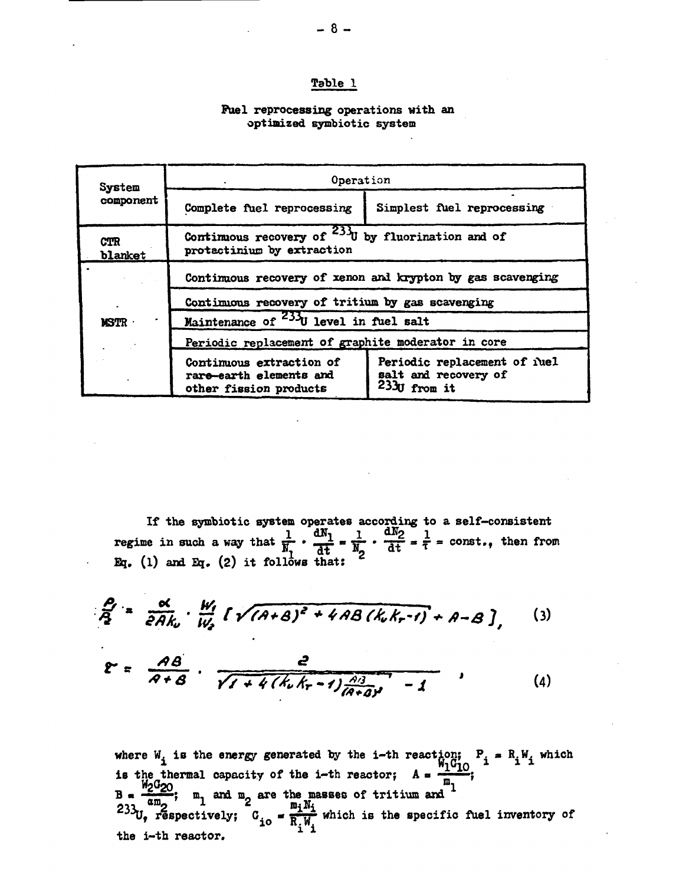## Table 1

**Fuel reprocessing operations with an optimized symbiotic system**

| System component | Operation | |
|---|---|---|
| | Complete fuel reprocessing | Simplest fuel reprocessing |
| CTR blanket | Continuous recovery of $^{233}U$ by fluorination and of protactinium by extraction | |
| MSTR | Continuous recovery of xenon and krypton by gas scavenging | |
| | Continuous recovery of tritium by gas scavenging | |
| | Maintenance of $^{233}U$ level in fuel salt | |
| | Periodic replacement of graphite moderator in core | |
| | Continuous extraction of rare-earth elements and other fission products | Periodic replacement of fuel salt and recovery of $^{233}U$ from it |

If the symbiotic system operates according to a self-consistent regime in such a way that $\frac{1}{N_1} \cdot \frac{dN_1}{dt} = \frac{1}{N_2} \cdot \frac{dN_2}{dt} = \frac{1}{\tau} = \text{const.}$, then from Eq. (1) and Eq. (2) it follows that:

$$\frac{P_1}{P_2} = \frac{\alpha}{2Ak_v} \cdot \frac{W_1}{W_2} \left[ \sqrt{(A+B)^2 + 4AB(k_v k_r - 1)} + A - B \right], \qquad (3)$$

$$\tau = \frac{AB}{A+B} \cdot \frac{2}{\sqrt{1 + 4(k_v k_r - 1)\frac{AB}{(A+B)^2}} - 1}, \qquad (4)$$

where $W_i$ is the energy generated by the i-th reaction; $P_i = R_i W_i$ which is the thermal capacity of the i-th reactor; $A = \frac{W_1 C_{10}}{m_1}$; $B = \frac{W_2 C_{20}}{\alpha m_2}$; $m_1$ and $m_2$ are the masses of tritium and $^{233}U$, respectively; $C_{io} = \frac{m_i N_i}{R_i W_i}$ which is the specific fuel inventory of the i-th reactor.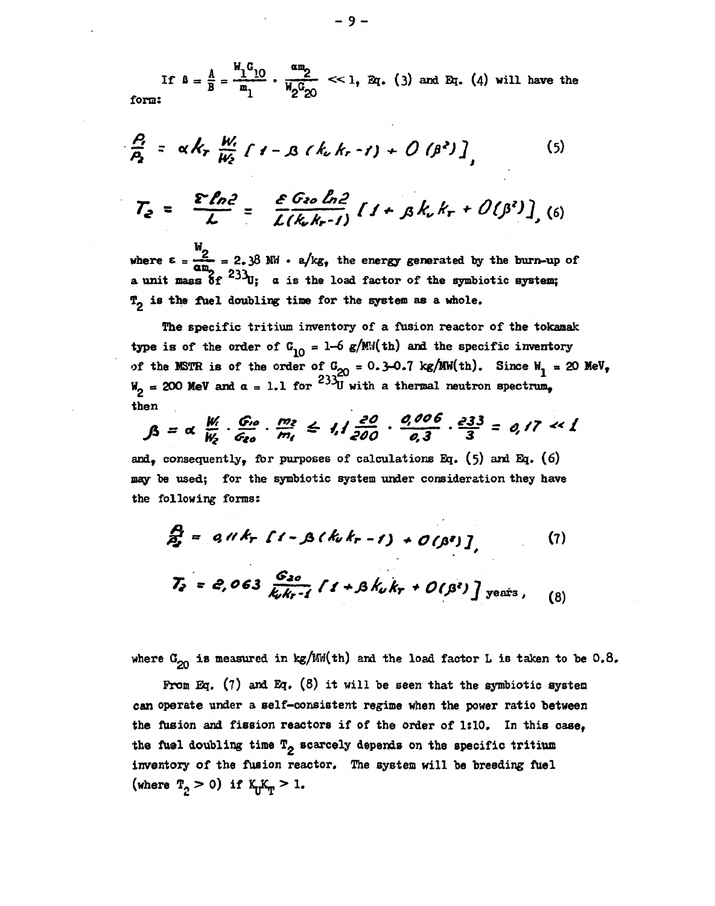If $\beta = \frac{A}{B} = \frac{W_1 G_{10}}{m_1} \cdot \frac{\alpha m_2}{W_2 G_{20}} \ll 1$, Eq. (3) and Eq. (4) will have the form:

$$\frac{P_1}{P_2} = \alpha k_T \frac{W_1}{W_2} \left[ 1 - \beta (k_U k_T - 1) + O(\beta^2) \right], \tag{5}$$

$$T_2 = \frac{\tau \ln 2}{L} = \frac{\varepsilon G_{20} \ln 2}{L (k_U k_T - 1)} \left[ 1 + \beta k_U k_T + O(\beta^2) \right], \tag{6}$$

where $\varepsilon = \frac{W_2}{\alpha m_2} = 2.38$ MW · a/kg, the energy generated by the burn-up of a unit mass of $^{233}U$; $\alpha$ is the load factor of the symbiotic system; $T_2$ is the fuel doubling time for the system as a whole.

The specific tritium inventory of a fusion reactor of the tokamak type is of the order of $G_{10} = 1$–$6$ g/MW(th) and the specific inventory of the MSTR is of the order of $G_{20} = 0.3$–$0.7$ kg/MW(th). Since $W_1 = 20$ MeV, $W_2 = 200$ MeV and $\alpha = 1.1$ for $^{233}U$ with a thermal neutron spectrum, then

$$\beta = \alpha \frac{W_1}{W_2} \cdot \frac{G_{10}}{G_{20}} \cdot \frac{m_2}{m_1} \leq 1{,}1 \frac{20}{200} \cdot \frac{0{,}006}{0{,}3} \cdot \frac{233}{3} = 0{,}17 \ll 1$$

and, consequently, for purposes of calculations Eq. (5) and Eq. (6) may be used; for the symbiotic system under consideration they have the following forms:

$$\frac{P_1}{P_2} = 0{,}11 k_T \left[ 1 - \beta (k_U k_T - 1) + O(\beta^2) \right], \tag{7}$$

$$T_2 = 2{,}063 \frac{G_{20}}{k_U k_T - 1} \left[ 1 + \beta k_U k_T + O(\beta^2) \right] \text{ years}, \tag{8}$$

where $G_{20}$ is measured in kg/MW(th) and the load factor L is taken to be 0.8.

From Eq. (7) and Eq. (8) it will be seen that the symbiotic system can operate under a self-consistent regime when the power ratio between the fusion and fission reactors if of the order of 1:10. In this case, the fuel doubling time $T_2$ scarcely depends on the specific tritium inventory of the fusion reactor. The system will be breeding fuel (where $T_2 > 0$) if $K_U K_T > 1$.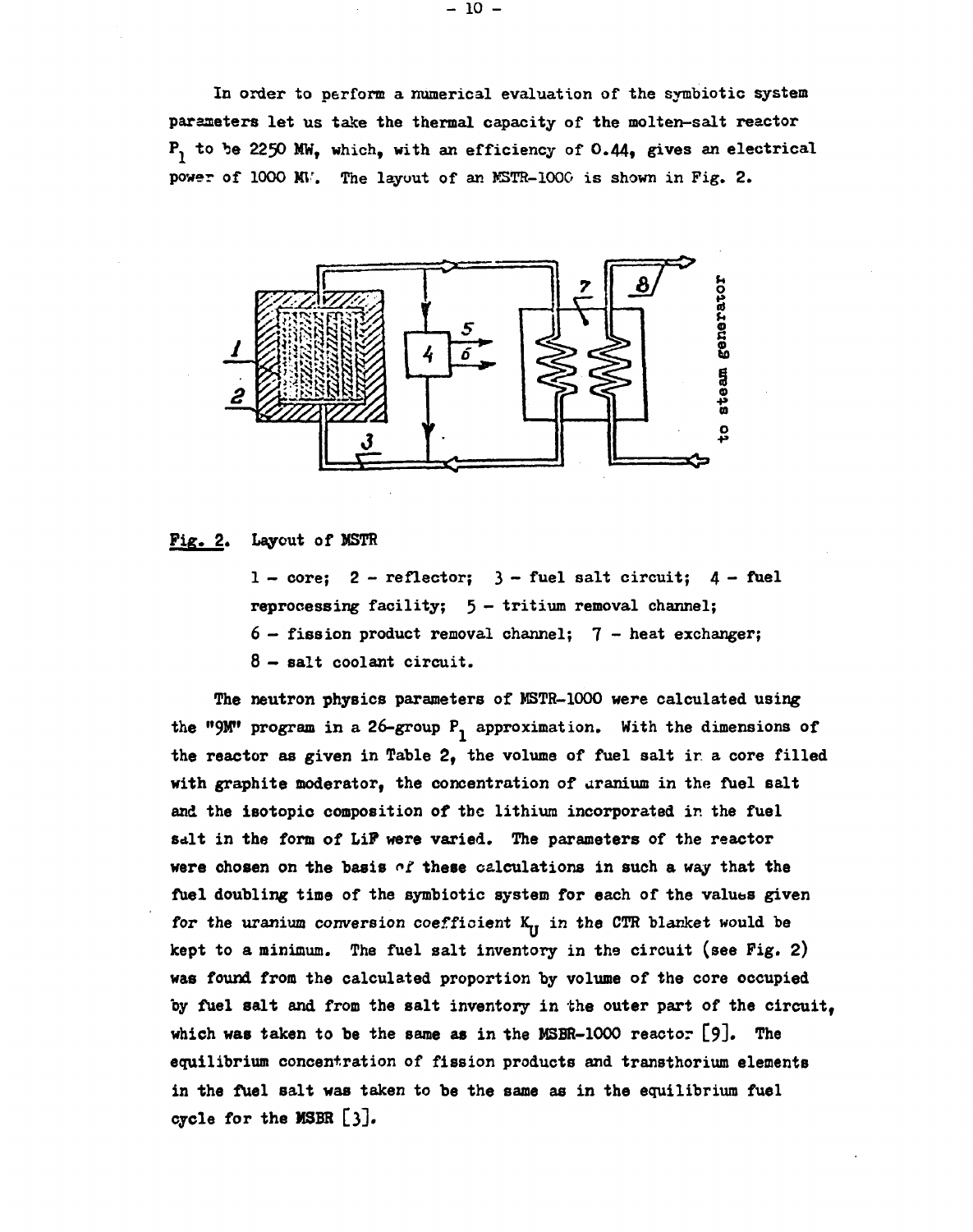In order to perform a numerical evaluation of the symbiotic system parameters let us take the thermal capacity of the molten-salt reactor $P_1$ to be 2250 MW, which, with an efficiency of 0.44, gives an electrical power of 1000 MW. The layout of an MSTR-1000 is shown in Fig. 2.

Fig. 2. Layout of MSTR

1 – core; 2 – reflector; 3 – fuel salt circuit; 4 – fuel reprocessing facility; 5 – tritium removal channel; 6 – fission product removal channel; 7 – heat exchanger; 8 – salt coolant circuit.

The neutron physics parameters of MSTR-1000 were calculated using the "9M" program in a 26-group $P_1$ approximation. With the dimensions of the reactor as given in Table 2, the volume of fuel salt in a core filled with graphite moderator, the concentration of uranium in the fuel salt and the isotopic composition of the lithium incorporated in the fuel salt in the form of LiF were varied. The parameters of the reactor were chosen on the basis of these calculations in such a way that the fuel doubling time of the symbiotic system for each of the values given for the uranium conversion coefficient $K_U$ in the CTR blanket would be kept to a minimum. The fuel salt inventory in the circuit (see Fig. 2) was found from the calculated proportion by volume of the core occupied by fuel salt and from the salt inventory in the outer part of the circuit, which was taken to be the same as in the MSBR-1000 reactor [9]. The equilibrium concentration of fission products and transthorium elements in the fuel salt was taken to be the same as in the equilibrium fuel cycle for the MSBR [3].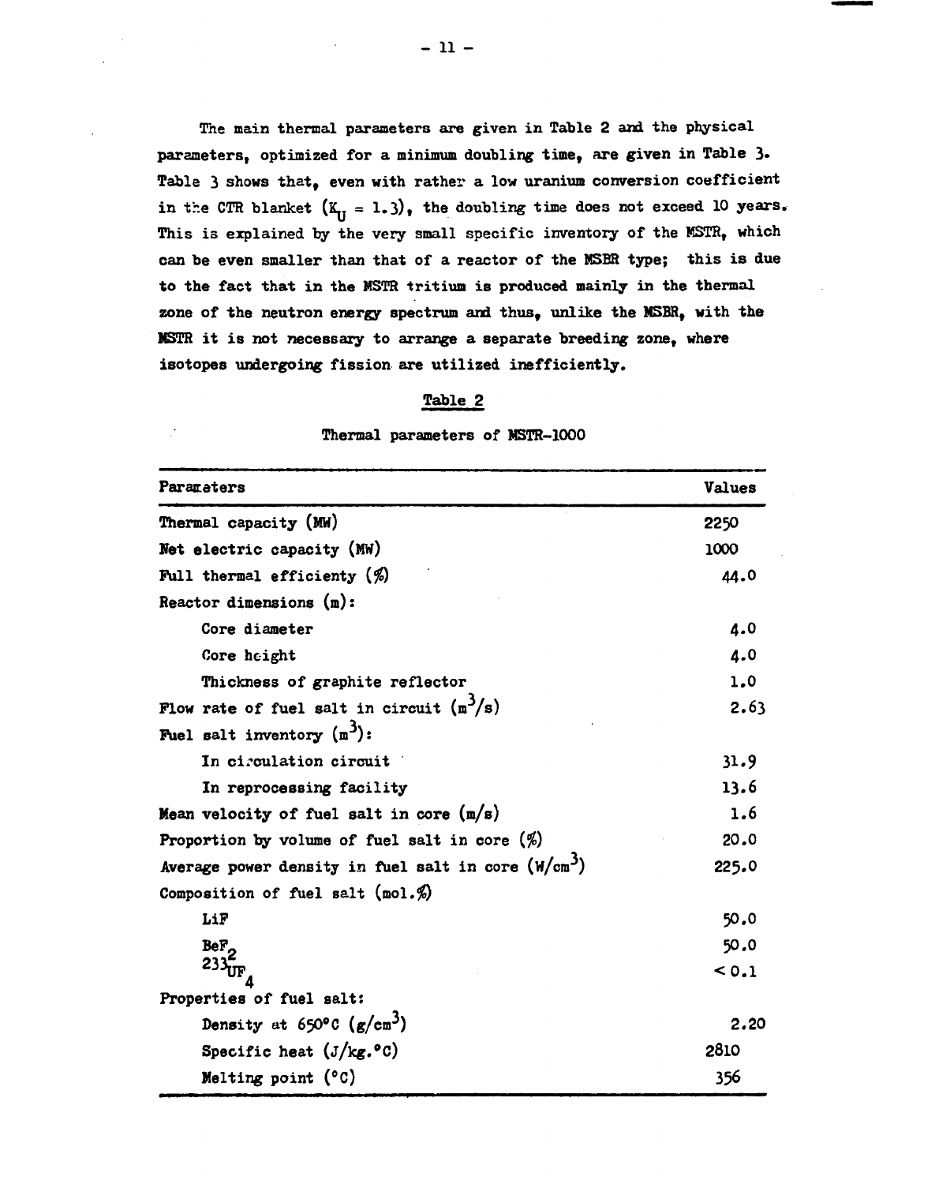The main thermal parameters are given in Table 2 and the physical parameters, optimized for a minimum doubling time, are given in Table 3. Table 3 shows that, even with rather a low uranium conversion coefficient in the CTR blanket ($K_U = 1.3$), the doubling time does not exceed 10 years. This is explained by the very small specific inventory of the MSTR, which can be even smaller than that of a reactor of the MSBR type; this is due to the fact that in the MSTR tritium is produced mainly in the thermal zone of the neutron energy spectrum and thus, unlike the MSBR, with the MSTR it is not necessary to arrange a separate breeding zone, where isotopes undergoing fission are utilized inefficiently.

Table 2

Thermal parameters of MSTR-1000

| Parameters | Values |
|---|---|
| Thermal capacity (MW) | 2250 |
| Net electric capacity (MW) | 1000 |
| Full thermal efficiency (%) | 44.0 |
| Reactor dimensions (m): | |
| Core diameter | 4.0 |
| Core height | 4.0 |
| Thickness of graphite reflector | 1.0 |
| Flow rate of fuel salt in circuit ($m^3/s$) | 2.63 |
| Fuel salt inventory ($m^3$): | |
| In circulation circuit | 31.9 |
| In reprocessing facility | 13.6 |
| Mean velocity of fuel salt in core (m/s) | 1.6 |
| Proportion by volume of fuel salt in core (%) | 20.0 |
| Average power density in fuel salt in core ($W/cm^3$) | 225.0 |
| Composition of fuel salt (mol.%) | |
| LiF | 50.0 |
| $BeF_2$ | 50.0 |
| $^{233}UF_4$ | < 0.1 |
| Properties of fuel salt: | |
| Density at 650°C ($g/cm^3$) | 2.20 |
| Specific heat (J/kg.°C) | 2810 |
| Melting point (°C) | 356 |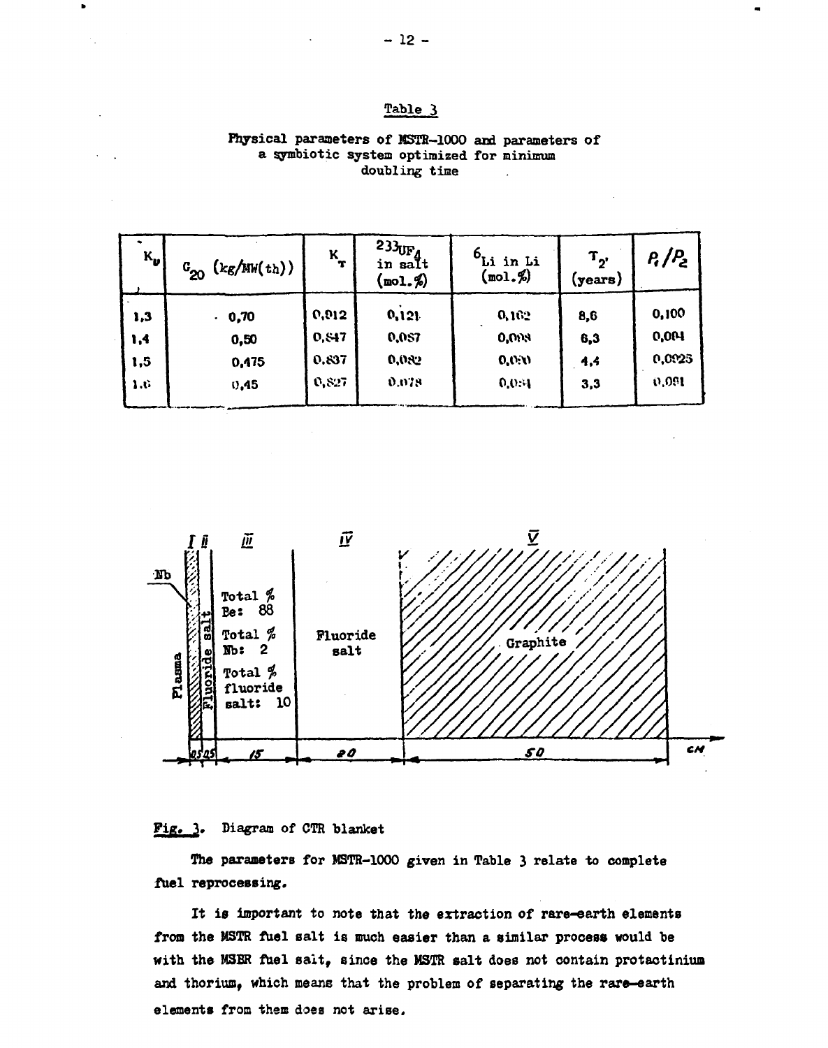## Table 3

Physical parameters of MSTR-1000 and parameters of a symbiotic system optimized for minimum doubling time

| $K_v$ | $G_{20}$ (kg/MW(th)) | $K_T$ | $^{233}UF_4$ in salt (mol.%) | $^6Li$ in Li (mol.%) | $T_2$ (years) | $P_1/P_2$ |
|---|---|---|---|---|---|---|
| 1,3 | 0,70 | 0,912 | 0,121 | 0,102 | 8,6 | 0,100 |
| 1,4 | 0,50 | 0,847 | 0,087 | 0,098 | 6,3 | 0,094 |
| 1,5 | 0,475 | 0,837 | 0,082 | 0,090 | 4,4 | 0,0925 |
| 1,6 | 0,45 | 0,827 | 0,078 | 0,084 | 3,3 | 0,091 |

Fig. 3. Diagram of CTR blanket

The parameters for MSTR-1000 given in Table 3 relate to complete fuel reprocessing.

It is important to note that the extraction of rare-earth elements from the MSTR fuel salt is much easier than a similar process would be with the MSBR fuel salt, since the MSTR salt does not contain protactinium and thorium, which means that the problem of separating the rare-earth elements from them does not arise.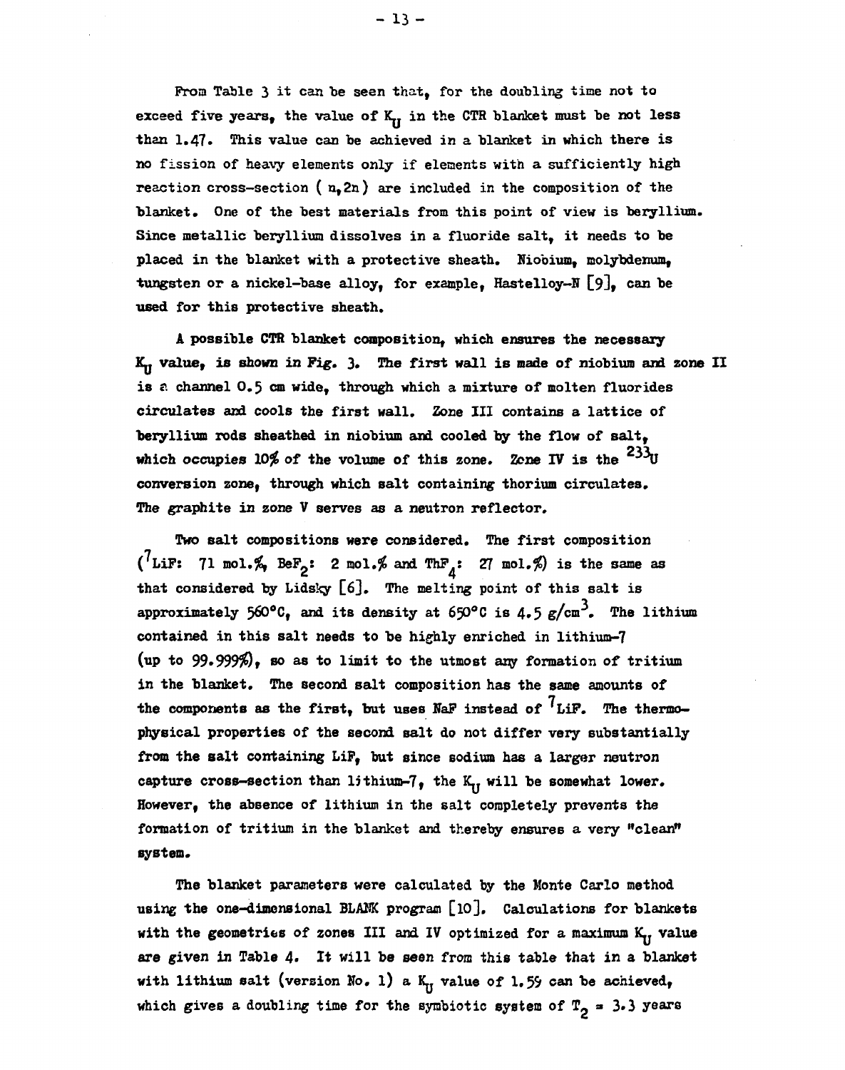From Table 3 it can be seen that, for the doubling time not to exceed five years, the value of $K_U$ in the CTR blanket must be not less than 1.47. This value can be achieved in a blanket in which there is no fission of heavy elements only if elements with a sufficiently high reaction cross-section ( n,2n ) are included in the composition of the blanket. One of the best materials from this point of view is beryllium. Since metallic beryllium dissolves in a fluoride salt, it needs to be placed in the blanket with a protective sheath. Niobium, molybdenum, tungsten or a nickel-base alloy, for example, Hastelloy-N [9], can be used for this protective sheath.

A possible CTR blanket composition, which ensures the necessary $K_U$ value, is shown in Fig. 3. The first wall is made of niobium and zone II is a channel 0.5 cm wide, through which a mixture of molten fluorides circulates and cools the first wall. Zone III contains a lattice of beryllium rods sheathed in niobium and cooled by the flow of salt, which occupies 10% of the volume of this zone. Zone IV is the $^{233}U$ conversion zone, through which salt containing thorium circulates. The graphite in zone V serves as a neutron reflector.

Two salt compositions were considered. The first composition ($^7LiF$: 71 mol.%, $BeF_2$: 2 mol.% and $ThF_4$: 27 mol.%) is the same as that considered by Lidsky [6]. The melting point of this salt is approximately 560°C, and its density at 650°C is 4.5 g/cm$^3$. The lithium contained in this salt needs to be highly enriched in lithium-7 (up to 99.999%), so as to limit to the utmost any formation of tritium in the blanket. The second salt composition has the same amounts of the components as the first, but uses NaF instead of $^7LiF$. The thermophysical properties of the second salt do not differ very substantially from the salt containing LiF, but since sodium has a larger neutron capture cross-section than lithium-7, the $K_U$ will be somewhat lower. However, the absence of lithium in the salt completely prevents the formation of tritium in the blanket and thereby ensures a very "clean" system.

The blanket parameters were calculated by the Monte Carlo method using the one-dimensional BLANK program [10]. Calculations for blankets with the geometries of zones III and IV optimized for a maximum $K_U$ value are given in Table 4. It will be seen from this table that in a blanket with lithium salt (version No. 1) a $K_U$ value of 1.59 can be achieved, which gives a doubling time for the symbiotic system of $T_2$ = 3.3 years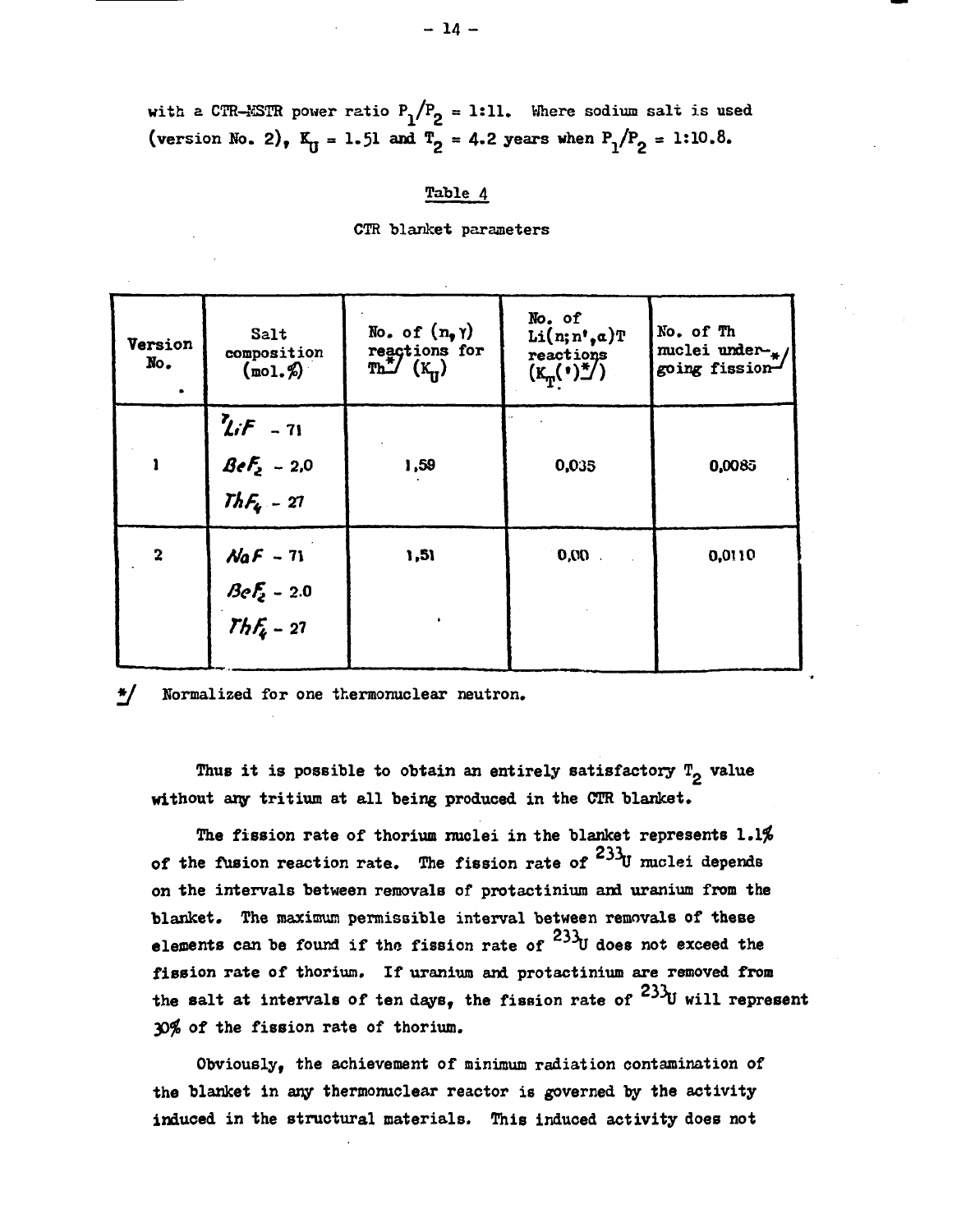with a CTR–MSTR power ratio $P_1/P_2 = 1:11$. Where sodium salt is used (version No. 2), $K_U = 1.51$ and $T_2 = 4.2$ years when $P_1/P_2 = 1:10.8$.

Table 4

CTR blanket parameters

| Version No. | Salt composition (mol.%) | No. of (n,γ) reactions for Th*/ ($K_U$) | No. of Li(n;n',α)T reactions ($K_T$(•)*/) | No. of Th nuclei undergoing fission*/ |
|---|---|---|---|---|
| 1 | $^7LiF$ - 71<br>$BeF_2$ - 2,0<br>$ThF_4$ - 27 | 1,59 | 0,035 | 0,0085 |
| 2 | $NaF$ - 71<br>$BeF_2$ - 2.0<br>$ThF_4$ - 27 | 1,51 | 0,00 | 0,0110 |

*/ Normalized for one thermonuclear neutron.

Thus it is possible to obtain an entirely satisfactory $T_2$ value without any tritium at all being produced in the CTR blanket.

The fission rate of thorium nuclei in the blanket represents 1.1% of the fusion reaction rate. The fission rate of $^{233}U$ nuclei depends on the intervals between removals of protactinium and uranium from the blanket. The maximum permissible interval between removals of these elements can be found if the fission rate of $^{233}U$ does not exceed the fission rate of thorium. If uranium and protactinium are removed from the salt at intervals of ten days, the fission rate of $^{233}U$ will represent 30% of the fission rate of thorium.

Obviously, the achievement of minimum radiation contamination of the blanket in any thermonuclear reactor is governed by the activity induced in the structural materials. This induced activity does not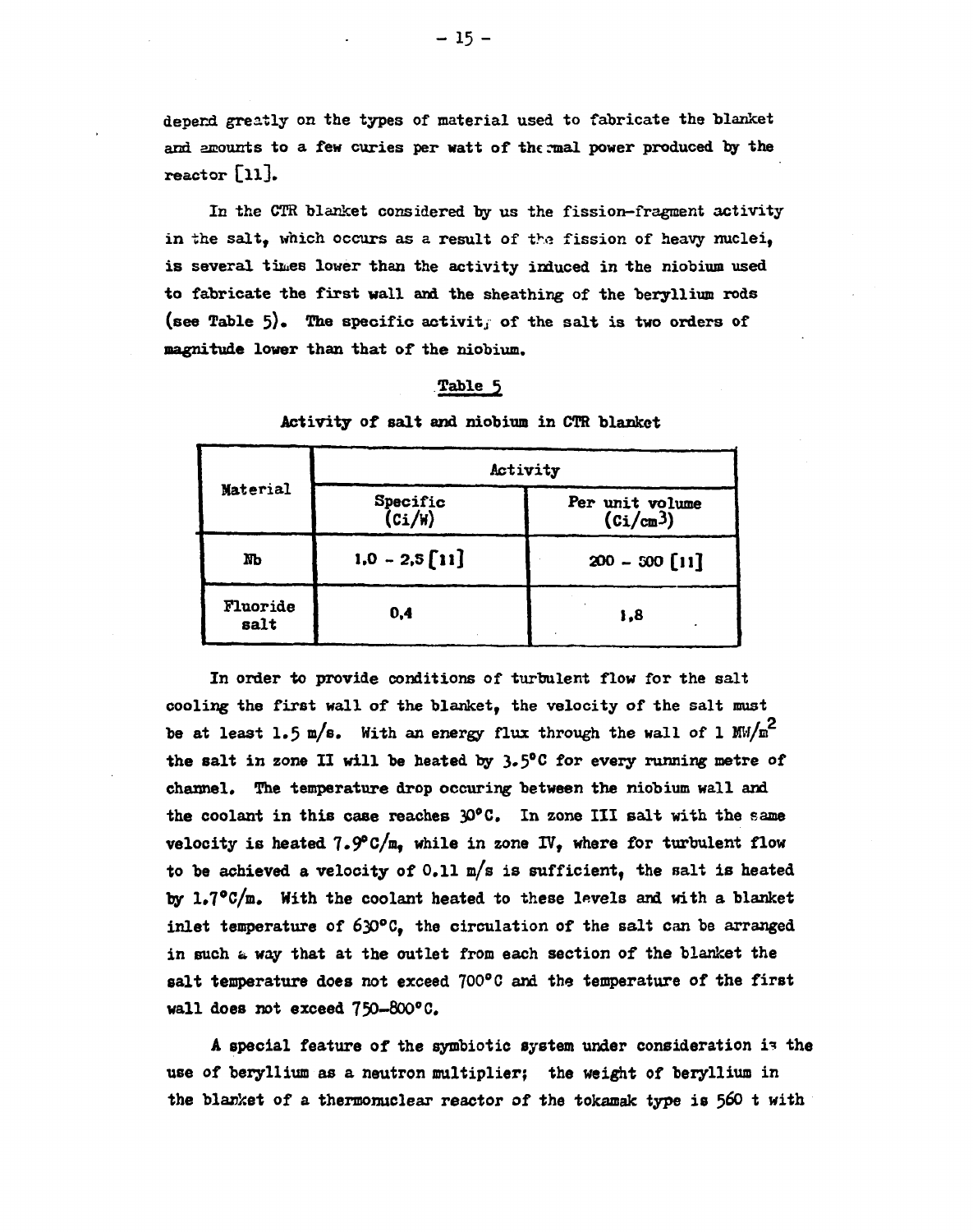depend greatly on the types of material used to fabricate the blanket and amounts to a few curies per watt of thermal power produced by the reactor [11].

In the CTR blanket considered by us the fission-fragment activity in the salt, which occurs as a result of the fission of heavy nuclei, is several times lower than the activity induced in the niobium used to fabricate the first wall and the sheathing of the beryllium rods (see Table 5). The specific activity of the salt is two orders of magnitude lower than that of the niobium.

Table 5

**Activity of salt and niobium in CTR blanket**

| Material | Activity | |
|---|---|---|
| | Specific (Ci/W) | Per unit volume ($Ci/cm^3$) |
| Nb | 1.0 - 2.5 [11] | 200 - 500 [11] |
| Fluoride salt | 0.4 | 1.8 |

In order to provide conditions of turbulent flow for the salt cooling the first wall of the blanket, the velocity of the salt must be at least 1.5 m/s. With an energy flux through the wall of 1 $MW/m^2$ the salt in zone II will be heated by 3.5°C for every running metre of channel. The temperature drop occuring between the niobium wall and the coolant in this case reaches 30°C. In zone III salt with the same velocity is heated 7.9°C/m, while in zone IV, where for turbulent flow to be achieved a velocity of 0.11 m/s is sufficient, the salt is heated by 1.7°C/m. With the coolant heated to these levels and with a blanket inlet temperature of 630°C, the circulation of the salt can be arranged in such a way that at the outlet from each section of the blanket the salt temperature does not exceed 700°C and the temperature of the first wall does not exceed 750–800°C.

A special feature of the symbiotic system under consideration is the use of beryllium as a neutron multiplier; the weight of beryllium in the blanket of a thermonuclear reactor of the tokamak type is 560 t with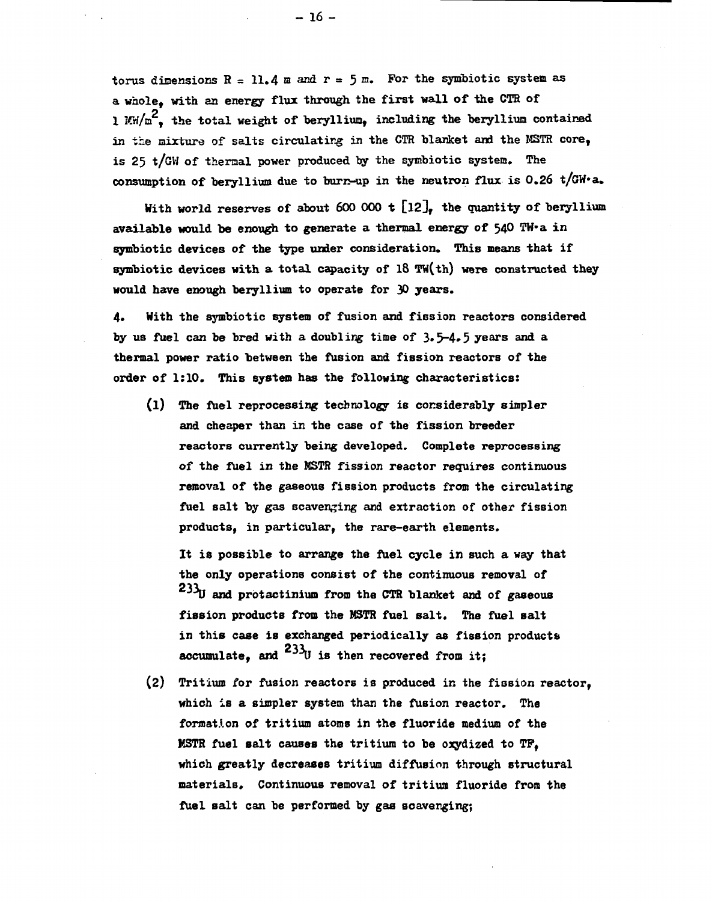torus dimensions $R = 11.4$ m and $r = 5$ m. For the symbiotic system as a whole, with an energy flux through the first wall of the CTR of 1 $MW/m^2$, the total weight of beryllium, including the beryllium contained in the mixture of salts circulating in the CTR blanket and the MSTR core, is 25 t/GW of thermal power produced by the symbiotic system. The consumption of beryllium due to burn-up in the neutron flux is 0.26 t/GW·a.

With world reserves of about 600 000 t [12], the quantity of beryllium available would be enough to generate a thermal energy of 540 TW·a in symbiotic devices of the type under consideration. This means that if symbiotic devices with a total capacity of 18 TW(th) were constructed they would have enough beryllium to operate for 30 years.

4. With the symbiotic system of fusion and fission reactors considered by us fuel can be bred with a doubling time of 3.5-4.5 years and a thermal power ratio between the fusion and fission reactors of the order of 1:10. This system has the following characteristics:

(1) The fuel reprocessing technology is considerably simpler and cheaper than in the case of the fission breeder reactors currently being developed. Complete reprocessing of the fuel in the MSTR fission reactor requires continuous removal of the gaseous fission products from the circulating fuel salt by gas scavenging and extraction of other fission products, in particular, the rare-earth elements.

It is possible to arrange the fuel cycle in such a way that the only operations consist of the continuous removal of $^{233}U$ and protactinium from the CTR blanket and of gaseous fission products from the MSTR fuel salt. The fuel salt in this case is exchanged periodically as fission products accumulate, and $^{233}U$ is then recovered from it;

(2) Tritium for fusion reactors is produced in the fission reactor, which is a simpler system than the fusion reactor. The formation of tritium atoms in the fluoride medium of the MSTR fuel salt causes the tritium to be oxydized to TF, which greatly decreases tritium diffusion through structural materials. Continuous removal of tritium fluoride from the fuel salt can be performed by gas scavenging;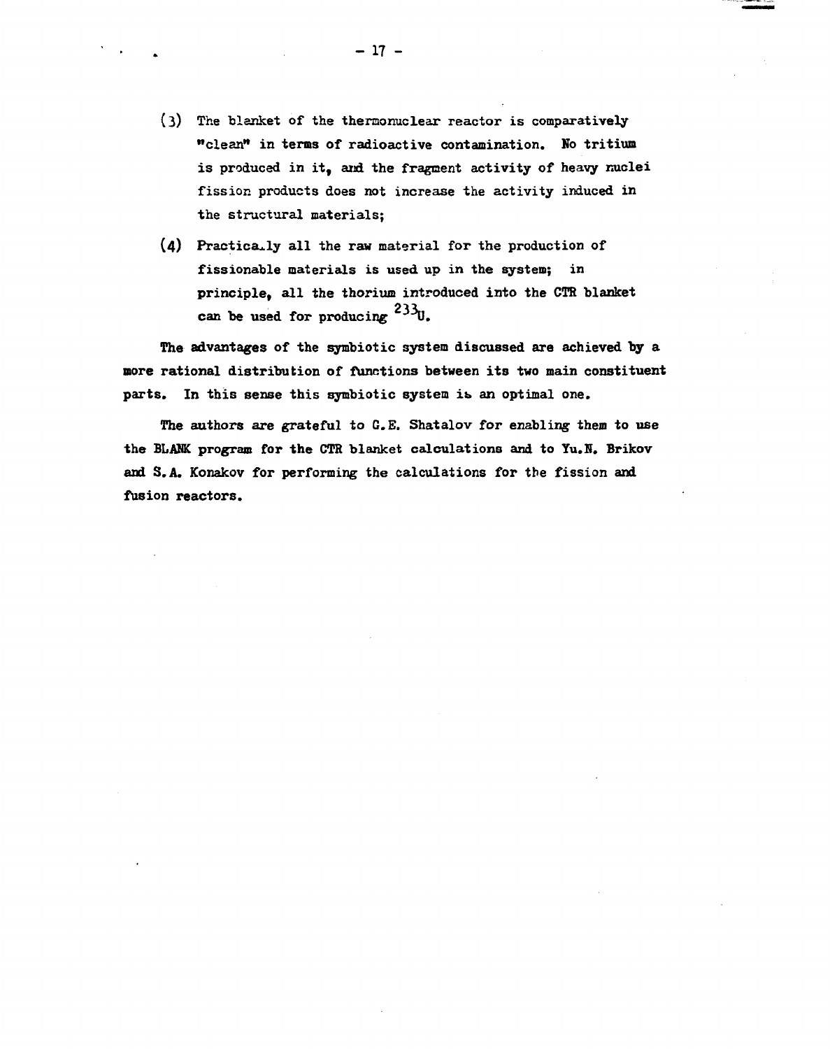(3) The blanket of the thermonuclear reactor is comparatively "clean" in terms of radioactive contamination. No tritium is produced in it, and the fragment activity of heavy nuclei fission products does not increase the activity induced in the structural materials;

(4) Practically all the raw material for the production of fissionable materials is used up in the system; in principle, all the thorium introduced into the CTR blanket can be used for producing $^{233}U$.

The advantages of the symbiotic system discussed are achieved by a more rational distribution of functions between its two main constituent parts. In this sense this symbiotic system is an optimal one.

The authors are grateful to G.E. Shatalov for enabling them to use the BLANK program for the CTR blanket calculations and to Yu.N. Brikov and S.A. Konakov for performing the calculations for the fission and fusion reactors.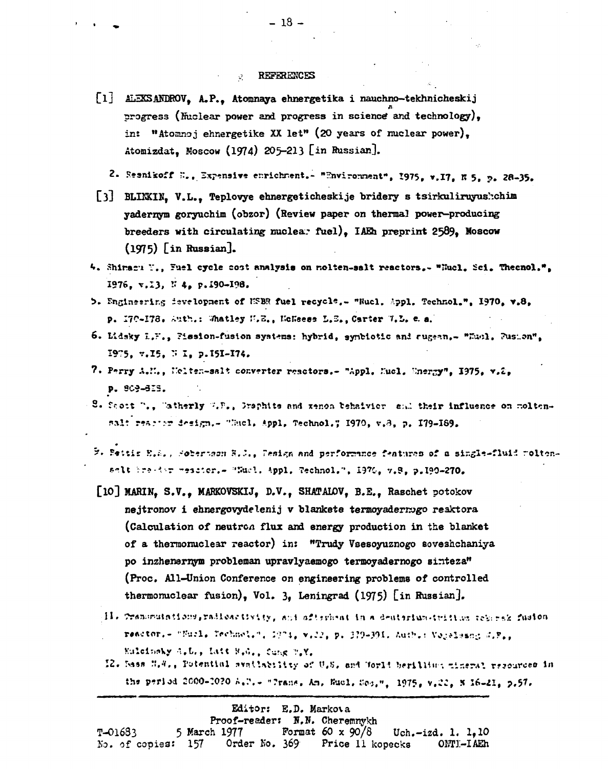## REFERENCES

[1] ALEKSANDROV, A.P., Atomnaya ehnergetika i nauchno-tekhnicheskij progress (Nuclear power and progress in science and technology), in: "Atomnoj ehnergetike XX let" (20 years of nuclear power), Atomizdat, Moscow (1974) 205-213 [in Russian].

2. Sesnikoff E., Expensive enrichment.- "Environment", 1975, v.17, N 5, p. 28-35.

[3] BLINKIN, V.L., Teplovye ehnergeticheskije bridery s tsirkuliruyushchim yadernym goryuchim (obzor) (Review paper on thermal power-producing breeders with circulating nuclear fuel), IAEh preprint 2589, Moscow (1975) [in Russian].

4. Shiraz Y., Fuel cycle cost analysis on molten-salt reactors.- "Nucl. Sci. Thecnol.", 1976, v.13, N 4, p.190-198.

5. Engineering development of MSBR fuel recycle.- "Nucl. Appl. Technol.", 1970, v.8, p. 170-178. Auth.: Whatley M.E., McNeese L.E., Carter W.L. e. a.

6. Lidsky L.M., Fission-fusion systems: hybrid, symbiotic and rugean.- "Nucl. Fusion", 1975, v.15, N 1, p.151-174.

7. Perry A.M., Molten-salt converter reactors.- "Appl. Nucl. Energy", 1975, v.2, p. 809-815.

8. Scott D., Watherly W.P., Graphite and xenon behaivior and their influence on molten-salt reactor design.- "Nucl. Appl. Technol." 1970, v.8, p. 179-189.

9. Bettis E.S., Robertson R.C., Design and performance features of a single-fluid molten-salt breeder reactor.- "Nucl. Appl. Technol.", 1970, v.8, p.190-270.

[10] MARIN, S.V., MARKOVSKIJ, D.V., SHATALOV, B.E., Raschet potokov nejtronov i ehnergovydelenij v blankete termoyadernogo reaktora (Calculation of neutron flux and energy production in the blanket of a thermonuclear reactor) in: "Trudy Vsesoyuznogo soveshchaniya po inzhenernym problemam upravlyaemogo termoyadernogo sinteza" (Proc. All-Union Conference on engineering problems of controlled thermonuclear fusion), Vol. 3, Leningrad (1975) [in Russian].

11. Transmutations, radioactivity, and afterheat in a deuterium-tritium tokamak fusion reactor.- "Nucl. Technol.", 1974, v.22, p. 379-391. Auth.: Vogelsang W.F., Kulcinsky G.L., Lott R.G., Sung T.Y.

12. Bass H.W., Potential availability of U.S. and World berillium mineral resources in the period 2000-2020 A.D.- "Trans. Am. Nucl. Soc.", 1975, v.22, N 16-21, p.57.

---

Editor: E.D. Markova
Proof-reader: N.N. Cheremnykh

T-01683 5 March 1977 Format 60 x 90/8 Uch.-izd. l. 1,10
No. of copies: 157 Order No. 369 Price 11 kopecks ONTI-IAEh